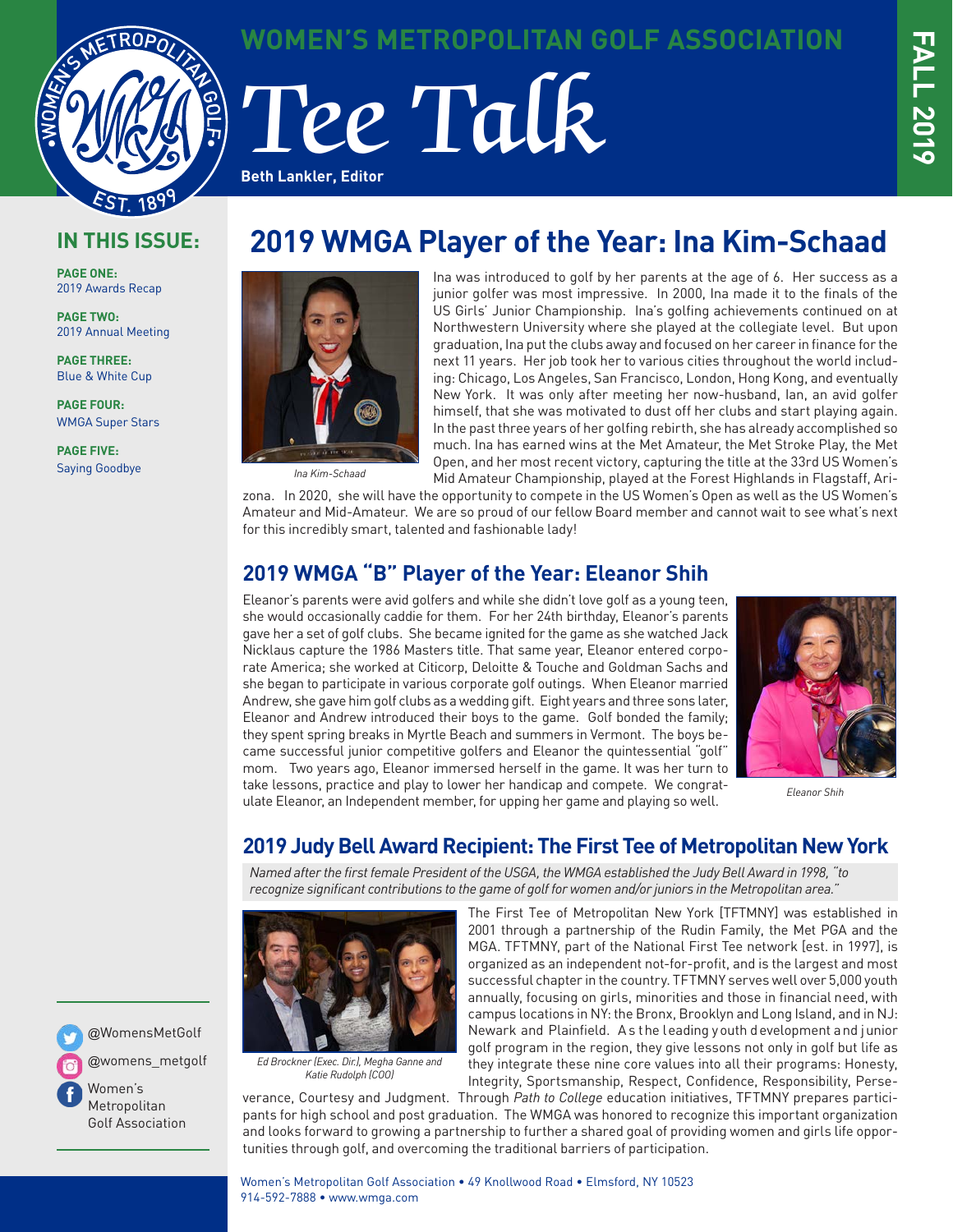# WOMEN'S METROPOLITAN GOLF ASSOCIATION

# Tee Talk

**Beth Lankler, Editor**

FALL 2019

## IN THIS ISSUE:

**PAGE ONE:**
2019 Awards Recap

**PAGE TWO:**
2019 Annual Meeting

**PAGE THREE:**
Blue & White Cup

**PAGE FOUR:**
WMGA Super Stars

**PAGE FIVE:**
Saying Goodbye

@WomensMetGolf

@womens_metgolf

Women's Metropolitan Golf Association

## 2019 WMGA Player of the Year: Ina Kim-Schaad

*Ina Kim-Schaad*

Ina was introduced to golf by her parents at the age of 6. Her success as a junior golfer was most impressive. In 2000, Ina made it to the finals of the US Girls' Junior Championship. Ina's golfing achievements continued on at Northwestern University where she played at the collegiate level. But upon graduation, Ina put the clubs away and focused on her career in finance for the next 11 years. Her job took her to various cities throughout the world including: Chicago, Los Angeles, San Francisco, London, Hong Kong, and eventually New York. It was only after meeting her now-husband, Ian, an avid golfer himself, that she was motivated to dust off her clubs and start playing again. In the past three years of her golfing rebirth, she has already accomplished so much. Ina has earned wins at the Met Amateur, the Met Stroke Play, the Met Open, and her most recent victory, capturing the title at the 33rd US Women's Mid Amateur Championship, played at the Forest Highlands in Flagstaff, Arizona. In 2020, she will have the opportunity to compete in the US Women's Open as well as the US Women's Amateur and Mid-Amateur. We are so proud of our fellow Board member and cannot wait to see what's next for this incredibly smart, talented and fashionable lady!

## 2019 WMGA "B" Player of the Year: Eleanor Shih

Eleanor's parents were avid golfers and while she didn't love golf as a young teen, she would occasionally caddie for them. For her 24th birthday, Eleanor's parents gave her a set of golf clubs. She became ignited for the game as she watched Jack Nicklaus capture the 1986 Masters title. That same year, Eleanor entered corporate America; she worked at Citicorp, Deloitte & Touche and Goldman Sachs and she began to participate in various corporate golf outings. When Eleanor married Andrew, she gave him golf clubs as a wedding gift. Eight years and three sons later, Eleanor and Andrew introduced their boys to the game. Golf bonded the family; they spent spring breaks in Myrtle Beach and summers in Vermont. The boys became successful junior competitive golfers and Eleanor the quintessential "golf" mom. Two years ago, Eleanor immersed herself in the game. It was her turn to take lessons, practice and play to lower her handicap and compete. We congratulate Eleanor, an Independent member, for upping her game and playing so well.

*Eleanor Shih*

## 2019 Judy Bell Award Recipient: The First Tee of Metropolitan New York

*Named after the first female President of the USGA, the WMGA established the Judy Bell Award in 1998, "to recognize significant contributions to the game of golf for women and/or juniors in the Metropolitan area."*

*Ed Brockner (Exec. Dir.), Megha Ganne and Katie Rudolph (COO)*

The First Tee of Metropolitan New York [TFTMNY] was established in 2001 through a partnership of the Rudin Family, the Met PGA and the MGA. TFTMNY, part of the National First Tee network [est. in 1997], is organized as an independent not-for-profit, and is the largest and most successful chapter in the country. TFTMNY serves well over 5,000 youth annually, focusing on girls, minorities and those in financial need, with campus locations in NY: the Bronx, Brooklyn and Long Island, and in NJ: Newark and Plainfield. As the leading youth development and junior golf program in the region, they give lessons not only in golf but life as they integrate these nine core values into all their programs: Honesty, Integrity, Sportsmanship, Respect, Confidence, Responsibility, Perseverance, Courtesy and Judgment. Through *Path to College* education initiatives, TFTMNY prepares participants for high school and post graduation. The WMGA was honored to recognize this important organization and looks forward to growing a partnership to further a shared goal of providing women and girls life opportunities through golf, and overcoming the traditional barriers of participation.

Women's Metropolitan Golf Association • 49 Knollwood Road • Elmsford, NY 10523
914-592-7888 • www.wmga.com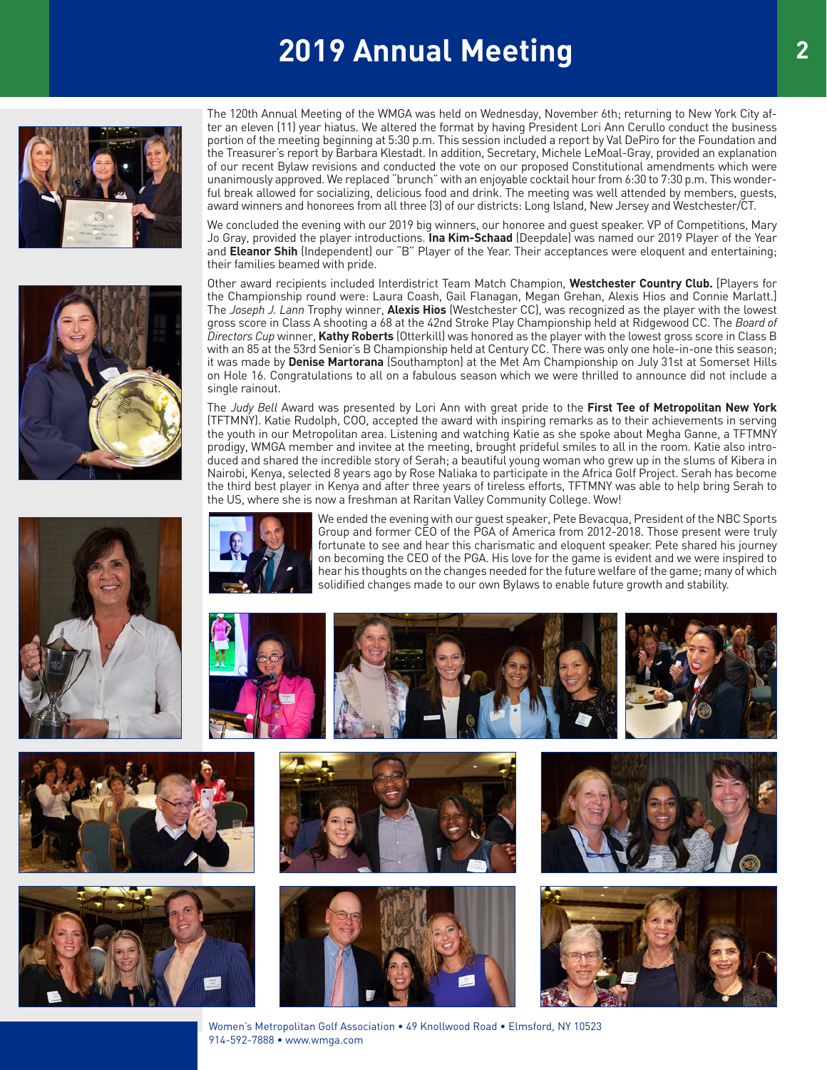# 2019 Annual Meeting

The 120th Annual Meeting of the WMGA was held on Wednesday, November 6th; returning to New York City after an eleven (11) year hiatus. We altered the format by having President Lori Ann Cerullo conduct the business portion of the meeting beginning at 5:30 p.m. This session included a report by Val DePiro for the Foundation and the Treasurer's report by Barbara Klestadt. In addition, Secretary, Michele LeMoal-Gray, provided an explanation of our recent Bylaw revisions and conducted the vote on our proposed Constitutional amendments which were unanimously approved. We replaced "brunch" with an enjoyable cocktail hour from 6:30 to 7:30 p.m. This wonderful break allowed for socializing, delicious food and drink. The meeting was well attended by members, guests, award winners and honorees from all three (3) of our districts: Long Island, New Jersey and Westchester/CT.

We concluded the evening with our 2019 big winners, our honoree and guest speaker. VP of Competitions, Mary Jo Gray, provided the player introductions. **Ina Kim-Schaad** (Deepdale) was named our 2019 Player of the Year and **Eleanor Shih** (Independent) our "B" Player of the Year. Their acceptances were eloquent and entertaining; their families beamed with pride.

Other award recipients included Interdistrict Team Match Champion, **Westchester Country Club.** [Players for the Championship round were: Laura Coash, Gail Flanagan, Megan Grehan, Alexis Hios and Connie Marlatt.] The *Joseph J. Lann* Trophy winner, **Alexis Hios** (Westchester CC), was recognized as the player with the lowest gross score in Class A shooting a 68 at the 42nd Stroke Play Championship held at Ridgewood CC. The *Board of Directors Cup* winner, **Kathy Roberts** (Otterkill) was honored as the player with the lowest gross score in Class B with an 85 at the 53rd Senior's B Championship held at Century CC. There was only one hole-in-one this season; it was made by **Denise Martorana** (Southampton) at the Met Am Championship on July 31st at Somerset Hills on Hole 16. Congratulations to all on a fabulous season which we were thrilled to announce did not include a single rainout.

The *Judy Bell* Award was presented by Lori Ann with great pride to the **First Tee of Metropolitan New York** (TFTMNY). Katie Rudolph, COO, accepted the award with inspiring remarks as to their achievements in serving the youth in our Metropolitan area. Listening and watching Katie as she spoke about Megha Ganne, a TFTMNY prodigy, WMGA member and invitee at the meeting, brought prideful smiles to all in the room. Katie also introduced and shared the incredible story of Serah; a beautiful young woman who grew up in the slums of Kibera in Nairobi, Kenya, selected 8 years ago by Rose Naliaka to participate in the Africa Golf Project. Serah has become the third best player in Kenya and after three years of tireless efforts, TFTMNY was able to help bring Serah to the US, where she is now a freshman at Raritan Valley Community College. Wow!

We ended the evening with our guest speaker, Pete Bevacqua, President of the NBC Sports Group and former CEO of the PGA of America from 2012-2018. Those present were truly fortunate to see and hear this charismatic and eloquent speaker. Pete shared his journey on becoming the CEO of the PGA. His love for the game is evident and we were inspired to hear his thoughts on the changes needed for the future welfare of the game; many of which solidified changes made to our own Bylaws to enable future growth and stability.

Women's Metropolitan Golf Association • 49 Knollwood Road • Elmsford, NY 10523
914-592-7888 • www.wmga.com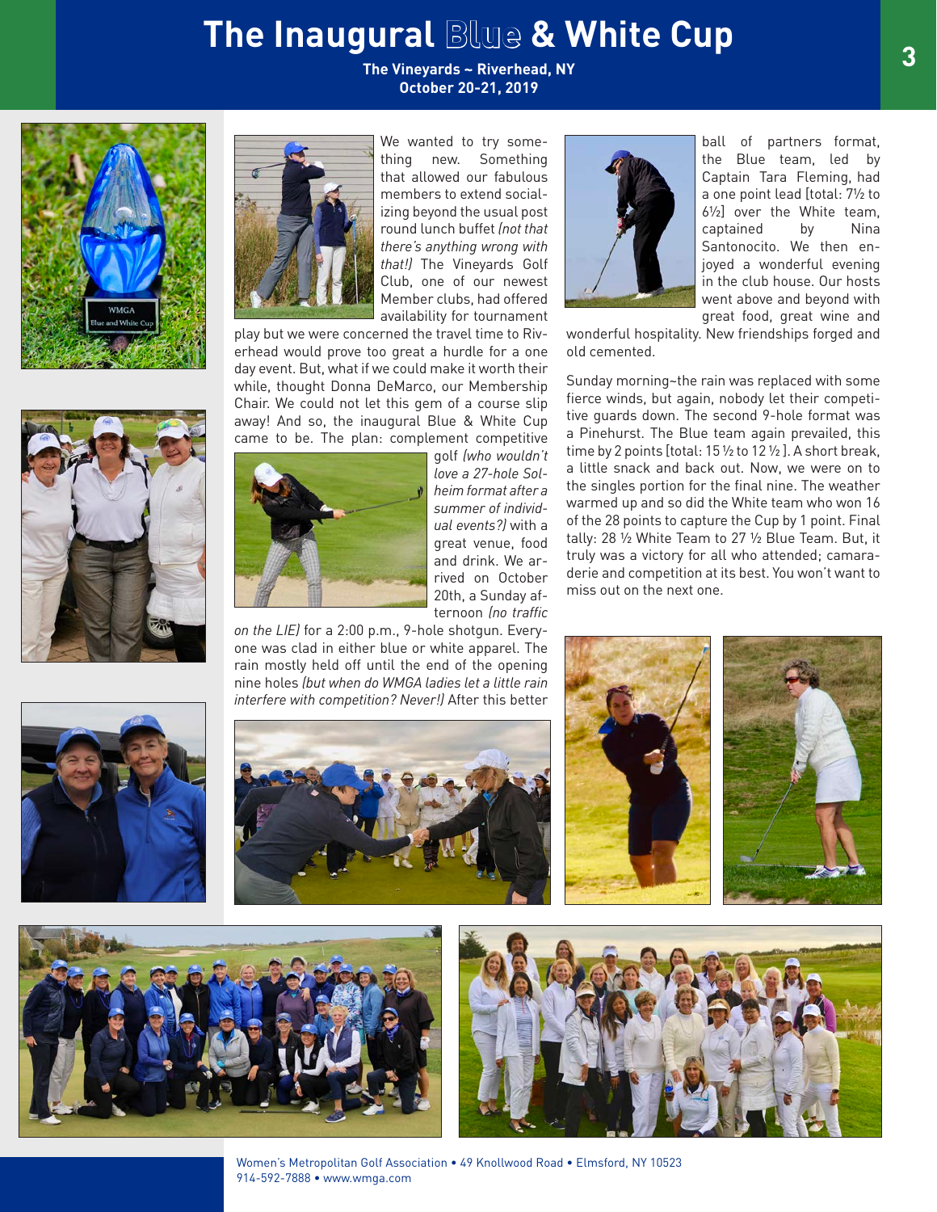# The Inaugural Blue & White Cup

**The Vineyards ~ Riverhead, NY**
**October 20-21, 2019**

We wanted to try something new. Something that allowed our fabulous members to extend socializing beyond the usual post round lunch buffet *(not that there's anything wrong with that!)* The Vineyards Golf Club, one of our newest Member clubs, had offered availability for tournament play but we were concerned the travel time to Riverhead would prove too great a hurdle for a one day event. But, what if we could make it worth their while, thought Donna DeMarco, our Membership Chair. We could not let this gem of a course slip away! And so, the inaugural Blue & White Cup came to be. The plan: complement competitive golf *(who wouldn't love a 27-hole Solheim format after a summer of individual events?)* with a great venue, food and drink. We arrived on October 20th, a Sunday afternoon *(no traffic on the LIE)* for a 2:00 p.m., 9-hole shotgun. Everyone was clad in either blue or white apparel. The rain mostly held off until the end of the opening nine holes *(but when do WMGA ladies let a little rain interfere with competition? Never!)* After this better ball of partners format, the Blue team, led by Captain Tara Fleming, had a one point lead [total: 7½ to 6½] over the White team, captained by Nina Santonocito. We then enjoyed a wonderful evening in the club house. Our hosts went above and beyond with great food, great wine and wonderful hospitality. New friendships forged and old cemented.

Sunday morning~the rain was replaced with some fierce winds, but again, nobody let their competitive guards down. The second 9-hole format was a Pinehurst. The Blue team again prevailed, this time by 2 points [total: 15 ½ to 12 ½ ]. A short break, a little snack and back out. Now, we were on to the singles portion for the final nine. The weather warmed up and so did the White team who won 16 of the 28 points to capture the Cup by 1 point. Final tally: 28 ½ White Team to 27 ½ Blue Team. But, it truly was a victory for all who attended; camaraderie and competition at its best. You won't want to miss out on the next one.

Women's Metropolitan Golf Association • 49 Knollwood Road • Elmsford, NY 10523
914-592-7888 • www.wmga.com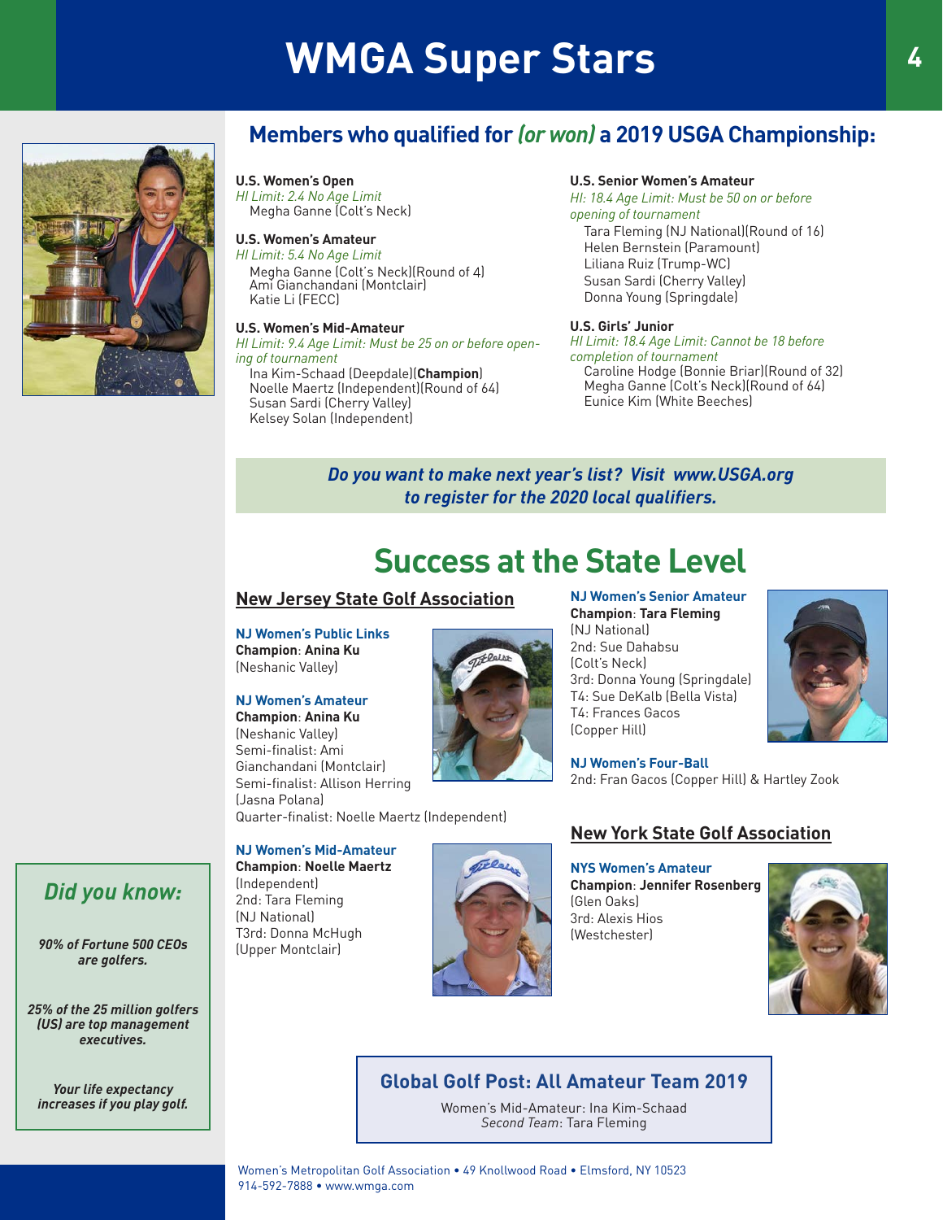# WMGA Super Stars

## Members who qualified for *(or won)* a 2019 USGA Championship:

**U.S. Women's Open**
*HI Limit: 2.4 No Age Limit*
Megha Ganne (Colt's Neck)

**U.S. Women's Amateur**
*HI Limit: 5.4 No Age Limit*
Megha Ganne (Colt's Neck)(Round of 4)
Ami Gianchandani (Montclair)
Katie Li (FECC)

**U.S. Women's Mid-Amateur**
*HI Limit: 9.4 Age Limit: Must be 25 on or before opening of tournament*
Ina Kim-Schaad (Deepdale)(**Champion**)
Noelle Maertz (Independent)(Round of 64)
Susan Sardi (Cherry Valley)
Kelsey Solan (Independent)

**U.S. Senior Women's Amateur**
*HI: 18.4 Age Limit: Must be 50 on or before opening of tournament*
Tara Fleming (NJ National)(Round of 16)
Helen Bernstein (Paramount)
Liliana Ruiz (Trump-WC)
Susan Sardi (Cherry Valley)
Donna Young (Springdale)

**U.S. Girls' Junior**
*HI Limit: 18.4 Age Limit: Cannot be 18 before completion of tournament*
Caroline Hodge (Bonnie Briar)(Round of 32)
Megha Ganne (Colt's Neck)(Round of 64)
Eunice Kim (White Beeches)

***Do you want to make next year's list? Visit www.USGA.org to register for the 2020 local qualifiers.***

# Success at the State Level

### New Jersey State Golf Association

**NJ Women's Public Links**
**Champion**: **Anina Ku**
(Neshanic Valley)

**NJ Women's Amateur**
**Champion**: **Anina Ku**
(Neshanic Valley)
Semi-finalist: Ami Gianchandani (Montclair)
Semi-finalist: Allison Herring (Jasna Polana)
Quarter-finalist: Noelle Maertz (Independent)

**NJ Women's Mid-Amateur**
**Champion**: **Noelle Maertz**
(Independent)
2nd: Tara Fleming
(NJ National)
T3rd: Donna McHugh
(Upper Montclair)

**NJ Women's Senior Amateur**
**Champion**: **Tara Fleming**
(NJ National)
2nd: Sue Dahabsu
(Colt's Neck)
3rd: Donna Young (Springdale)
T4: Sue DeKalb (Bella Vista)
T4: Frances Gacos
(Copper Hill)

**NJ Women's Four-Ball**
2nd: Fran Gacos (Copper Hill) & Hartley Zook

### New York State Golf Association

**NYS Women's Amateur**
**Champion**: **Jennifer Rosenberg**
(Glen Oaks)
3rd: Alexis Hios
(Westchester)

**Global Golf Post: All Amateur Team 2019**

Women's Mid-Amateur: Ina Kim-Schaad
*Second Team*: Tara Fleming

***Did you know:***

***90% of Fortune 500 CEOs are golfers.***

***25% of the 25 million golfers (US) are top management executives.***

***Your life expectancy increases if you play golf.***

Women's Metropolitan Golf Association • 49 Knollwood Road • Elmsford, NY 10523
914-592-7888 • www.wmga.com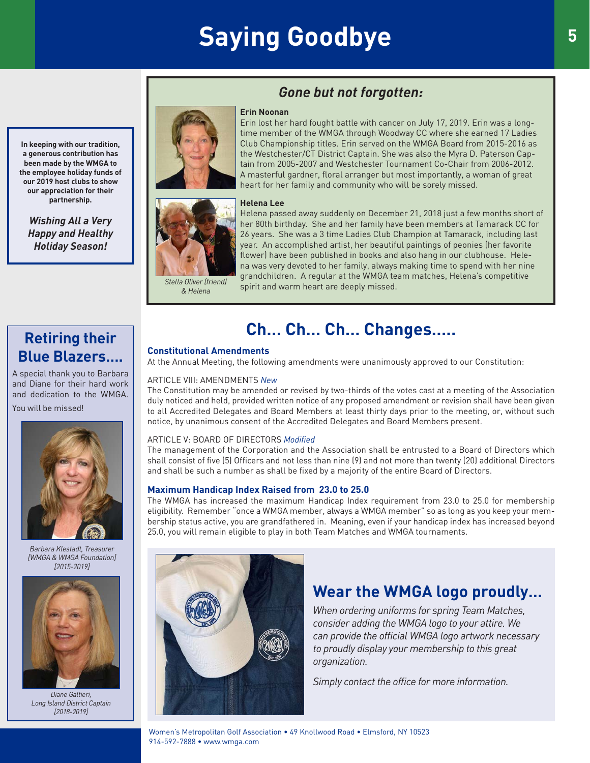# Saying Goodbye

In keeping with our tradition, a generous contribution has been made by the WMGA to the employee holiday funds of our 2019 host clubs to show our appreciation for their partnership.

***Wishing All a Very Happy and Healthy Holiday Season!***

## *Gone but not forgotten:*

**Erin Noonan**

Erin lost her hard fought battle with cancer on July 17, 2019. Erin was a long-time member of the WMGA through Woodway CC where she earned 17 Ladies Club Championship titles. Erin served on the WMGA Board from 2015-2016 as the Westchester/CT District Captain. She was also the Myra D. Paterson Captain from 2005-2007 and Westchester Tournament Co-Chair from 2006-2012. A masterful gardner, floral arranger but most importantly, a woman of great heart for her family and community who will be sorely missed.

**Helena Lee**

Helena passed away suddenly on December 21, 2018 just a few months short of her 80th birthday. She and her family have been members at Tamarack CC for 26 years. She was a 3 time Ladies Club Champion at Tamarack, including last year. An accomplished artist, her beautiful paintings of peonies (her favorite flower) have been published in books and also hang in our clubhouse. Helena was very devoted to her family, always making time to spend with her nine grandchildren. A regular at the WMGA team matches, Helena's competitive spirit and warm heart are deeply missed.

*Stella Oliver (friend) & Helena*

## Retiring their Blue Blazers....

A special thank you to Barbara and Diane for their hard work and dedication to the WMGA. You will be missed!

*Barbara Klestadt, Treasurer [WMGA & WMGA Foundation] [2015-2019]*

*Diane Galtieri, Long Island District Captain [2018-2019]*

## Ch... Ch... Ch... Changes.....

### Constitutional Amendments

At the Annual Meeting, the following amendments were unanimously approved to our Constitution:

ARTICLE VIII: AMENDMENTS *New*

The Constitution may be amended or revised by two-thirds of the votes cast at a meeting of the Association duly noticed and held, provided written notice of any proposed amendment or revision shall have been given to all Accredited Delegates and Board Members at least thirty days prior to the meeting, or, without such notice, by unanimous consent of the Accredited Delegates and Board Members present.

ARTICLE V: BOARD OF DIRECTORS *Modified*

The management of the Corporation and the Association shall be entrusted to a Board of Directors which shall consist of five (5) Officers and not less than nine (9) and not more than twenty (20) additional Directors and shall be such a number as shall be fixed by a majority of the entire Board of Directors.

### Maximum Handicap Index Raised from 23.0 to 25.0

The WMGA has increased the maximum Handicap Index requirement from 23.0 to 25.0 for membership eligibility. Remember "once a WMGA member, always a WMGA member" so as long as you keep your membership status active, you are grandfathered in. Meaning, even if your handicap index has increased beyond 25.0, you will remain eligible to play in both Team Matches and WMGA tournaments.

## Wear the WMGA logo proudly...

*When ordering uniforms for spring Team Matches, consider adding the WMGA logo to your attire. We can provide the official WMGA logo artwork necessary to proudly display your membership to this great organization.*

*Simply contact the office for more information.*

Women's Metropolitan Golf Association • 49 Knollwood Road • Elmsford, NY 10523
914-592-7888 • www.wmga.com